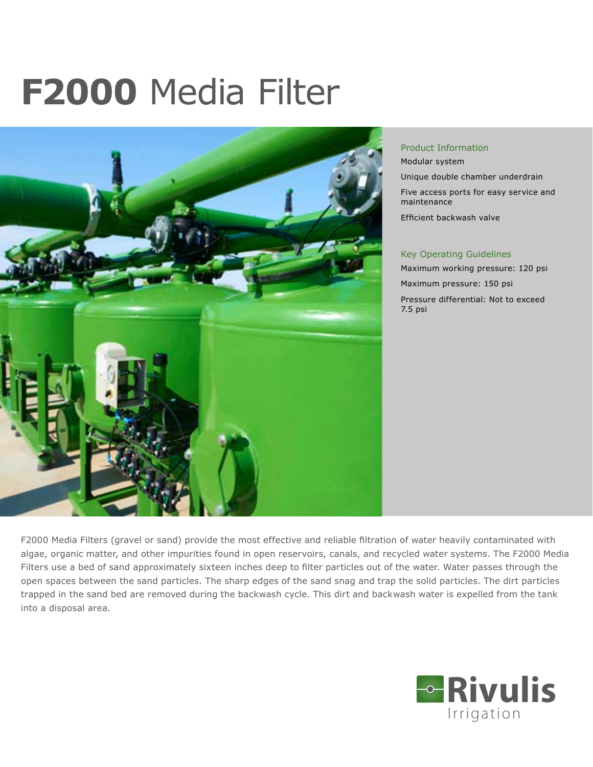# **F2000** Media Filter

## Product Information

Modular system

Unique double chamber underdrain

Five access ports for easy service and maintenance

Efficient backwash valve

## Key Operating Guidelines

Maximum working pressure: 120 psi

Maximum pressure: 150 psi

Pressure differential: Not to exceed 7.5 psi

F2000 Media Filters (gravel or sand) provide the most effective and reliable filtration of water heavily contaminated with algae, organic matter, and other impurities found in open reservoirs, canals, and recycled water systems. The F2000 Media Filters use a bed of sand approximately sixteen inches deep to filter particles out of the water. Water passes through the open spaces between the sand particles. The sharp edges of the sand snag and trap the solid particles. The dirt particles trapped in the sand bed are removed during the backwash cycle. This dirt and backwash water is expelled from the tank into a disposal area.

Rivulis Irrigation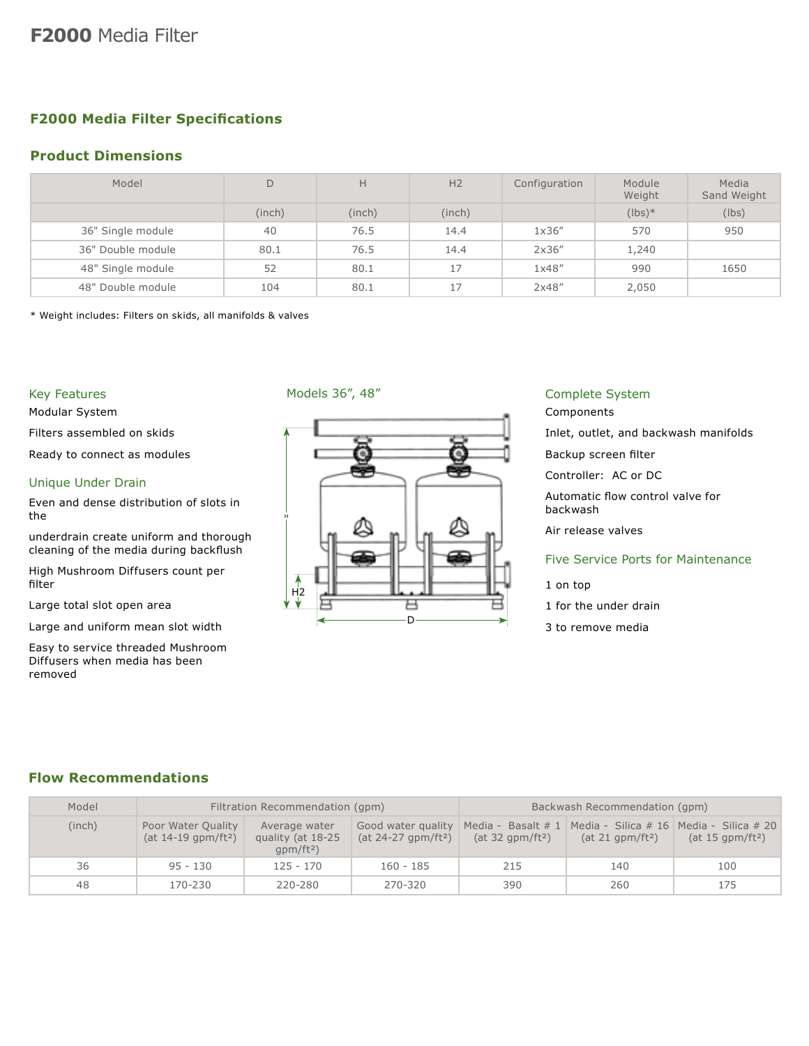# **F2000** Media Filter

## F2000 Media Filter Specifications

### Product Dimensions

| Model | D | H | H2 | Configuration | Module Weight | Media Sand Weight |
|---|---|---|---|---|---|---|
| | (inch) | (inch) | (inch) | | (lbs)* | (lbs) |
| 36" Single module | 40 | 76.5 | 14.4 | 1x36″ | 570 | 950 |
| 36" Double module | 80.1 | 76.5 | 14.4 | 2x36″ | 1,240 | |
| 48" Single module | 52 | 80.1 | 17 | 1x48″ | 990 | 1650 |
| 48" Double module | 104 | 80.1 | 17 | 2x48″ | 2,050 | |

* Weight includes: Filters on skids, all manifolds & valves

### Key Features

Modular System

Filters assembled on skids

Ready to connect as modules

### Unique Under Drain

Even and dense distribution of slots in the

underdrain create uniform and thorough cleaning of the media during backflush

High Mushroom Diffusers count per filter

Large total slot open area

Large and uniform mean slot width

Easy to service threaded Mushroom Diffusers when media has been removed

### Models 36″, 48″

H

H2

D

### Complete System

Components

Inlet, outlet, and backwash manifolds

Backup screen filter

Controller:  AC or DC

Automatic flow control valve for backwash

Air release valves

### Five Service Ports for Maintenance

1 on top

1 for the under drain

3 to remove media

## Flow Recommendations

| Model | Filtration Recommendation (gpm) | | | Backwash Recommendation (gpm) | | |
|---|---|---|---|---|---|---|
| (inch) | Poor Water Quality (at 14-19 gpm/ft²) | Average water quality (at 18-25 gpm/ft²) | Good water quality (at 24-27 gpm/ft²) | Media - Basalt # 1 (at 32 gpm/ft²) | Media - Silica # 16 (at 21 gpm/ft²) | Media - Silica # 20 (at 15 gpm/ft²) |
| 36 | 95 - 130 | 125 - 170 | 160 - 185 | 215 | 140 | 100 |
| 48 | 170-230 | 220-280 | 270-320 | 390 | 260 | 175 |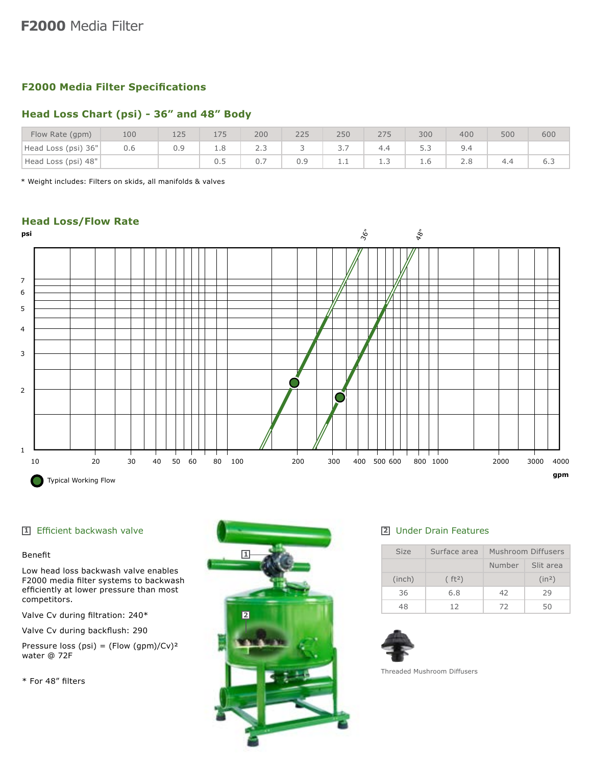# **F2000** Media Filter

## F2000 Media Filter Specifications

### Head Loss Chart (psi) - 36" and 48" Body

| Flow Rate (gpm) | 100 | 125 | 175 | 200 | 225 | 250 | 275 | 300 | 400 | 500 | 600 |
|---|---|---|---|---|---|---|---|---|---|---|---|
| Head Loss (psi) 36" | 0.6 | 0.9 | 1.8 | 2.3 | 3 | 3.7 | 4.4 | 5.3 | 9.4 | | |
| Head Loss (psi) 48" | | | 0.5 | 0.7 | 0.9 | 1.1 | 1.3 | 1.6 | 2.8 | 4.4 | 6.3 |

\* Weight includes: Filters on skids, all manifolds & valves

### Head Loss/Flow Rate

psi

36"

48"

7
6
5
4
3
2
1

10 20 30 40 50 60 80 100 200 300 400 500 600 800 1000 2000 3000 4000

gpm

Typical Working Flow

### 1 Efficient backwash valve

Benefit

Low head loss backwash valve enables F2000 media filter systems to backwash efficiently at lower pressure than most competitors.

Valve Cv during filtration: 240*

Valve Cv during backflush: 290

Pressure loss (psi) = $(\text{Flow (gpm)}/Cv)^2$ water @ 72F

\* For 48" filters

### 2 Under Drain Features

| Size | Surface area | Mushroom Diffusers | |
|---|---|---|---|
| | | Number | Slit area |
| (inch) | ( $ft^2$) | | ($in^2$) |
| 36 | 6.8 | 42 | 29 |
| 48 | 12 | 72 | 50 |

Threaded Mushroom Diffusers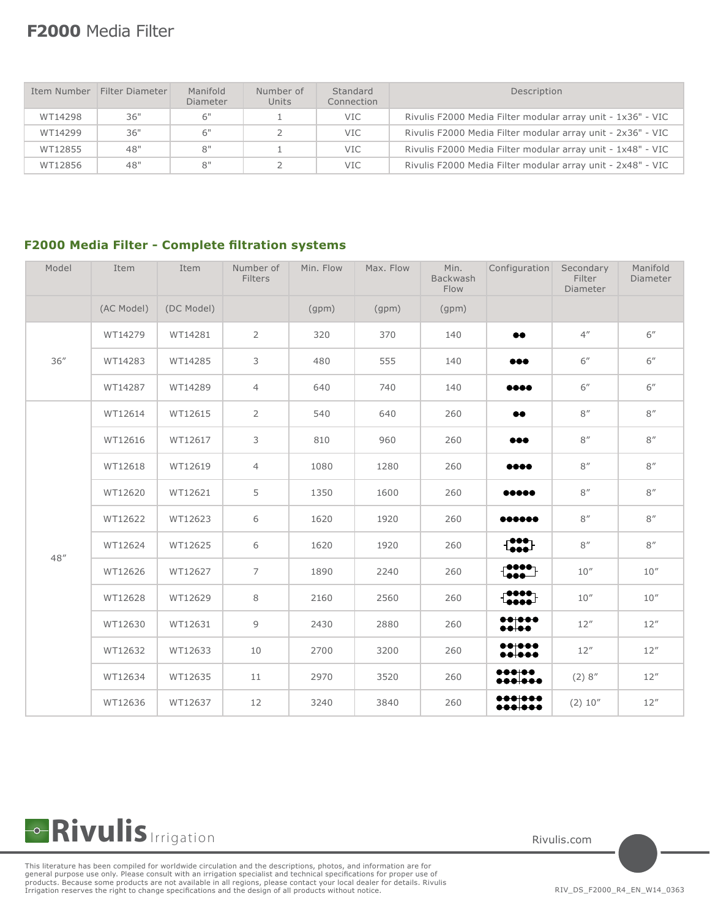# **F2000** Media Filter

| Item Number | Filter Diameter | Manifold Diameter | Number of Units | Standard Connection | Description |
|---|---|---|---|---|---|
| WT14298 | 36" | 6" | 1 | VIC | Rivulis F2000 Media Filter modular array unit - 1x36" - VIC |
| WT14299 | 36" | 6" | 2 | VIC | Rivulis F2000 Media Filter modular array unit - 2x36" - VIC |
| WT12855 | 48" | 8" | 1 | VIC | Rivulis F2000 Media Filter modular array unit - 1x48" - VIC |
| WT12856 | 48" | 8" | 2 | VIC | Rivulis F2000 Media Filter modular array unit - 2x48" - VIC |

## F2000 Media Filter - Complete filtration systems

| Model | Item | Item | Number of Filters | Min. Flow | Max. Flow | Min. Backwash Flow | Configuration | Secondary Filter Diameter | Manifold Diameter |
|---|---|---|---|---|---|---|---|---|---|
| | (AC Model) | (DC Model) | | (gpm) | (gpm) | (gpm) | | | |
| 36″ | WT14279 | WT14281 | 2 | 320 | 370 | 140 | ●● | 4″ | 6″ |
| | WT14283 | WT14285 | 3 | 480 | 555 | 140 | ●●● | 6″ | 6″ |
| | WT14287 | WT14289 | 4 | 640 | 740 | 140 | ●●●● | 6″ | 6″ |
| 48″ | WT12614 | WT12615 | 2 | 540 | 640 | 260 | ●● | 8″ | 8″ |
| | WT12616 | WT12617 | 3 | 810 | 960 | 260 | ●●● | 8″ | 8″ |
| | WT12618 | WT12619 | 4 | 1080 | 1280 | 260 | ●●●● | 8″ | 8″ |
| | WT12620 | WT12621 | 5 | 1350 | 1600 | 260 | ●●●●● | 8″ | 8″ |
| | WT12622 | WT12623 | 6 | 1620 | 1920 | 260 | ●●●●●● | 8″ | 8″ |
| | WT12624 | WT12625 | 6 | 1620 | 1920 | 260 | | 8″ | 8″ |
| | WT12626 | WT12627 | 7 | 1890 | 2240 | 260 | | 10″ | 10″ |
| | WT12628 | WT12629 | 8 | 2160 | 2560 | 260 | | 10″ | 10″ |
| | WT12630 | WT12631 | 9 | 2430 | 2880 | 260 | | 12″ | 12″ |
| | WT12632 | WT12633 | 10 | 2700 | 3200 | 260 | | 12″ | 12″ |
| | WT12634 | WT12635 | 11 | 2970 | 3520 | 260 | | (2) 8″ | 12″ |
| | WT12636 | WT12637 | 12 | 3240 | 3840 | 260 | | (2) 10″ | 12″ |

Rivulis Irrigation

Rivulis.com

This literature has been compiled for worldwide circulation and the descriptions, photos, and information are for general purpose use only. Please consult with an irrigation specialist and technical specifications for proper use of products. Because some products are not available in all regions, please contact your local dealer for details. Rivulis Irrigation reserves the right to change specifications and the design of all products without notice.

RIV_DS_F2000_R4_EN_W14_0363